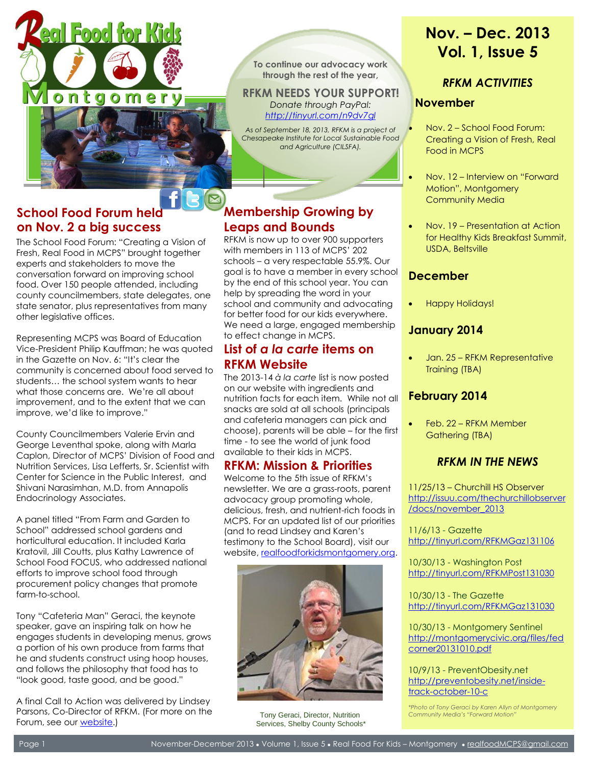# Real Food for Kids Montgomery

To continue our advocacy work through the rest of the year,

**RFKM NEEDS YOUR SUPPORT!**

*Donate through PayPal:*
*http://tinyurl.com/n9dv7gl*

*As of September 18, 2013, RFKM is a project of Chesapeake Institute for Local Sustainable Food and Agriculture (CILSFA).*

## Nov. – Dec. 2013 Vol. 1, Issue 5

## School Food Forum held on Nov. 2 a big success

The School Food Forum: "Creating a Vision of Fresh, Real Food in MCPS" brought together experts and stakeholders to move the conversation forward on improving school food. Over 150 people attended, including county councilmembers, state delegates, one state senator, plus representatives from many other legislative offices.

Representing MCPS was Board of Education Vice-President Philip Kauffman; he was quoted in the Gazette on Nov. 6: "It's clear the community is concerned about food served to students… the school system wants to hear what those concerns are. We're all about improvement, and to the extent that we can improve, we'd like to improve."

County Councilmembers Valerie Ervin and George Leventhal spoke, along with Marla Caplon, Director of MCPS' Division of Food and Nutrition Services, Lisa Lefferts, Sr. Scientist with Center for Science in the Public Interest, and Shivani Narasimhan, M.D. from Annapolis Endocrinology Associates.

A panel titled "From Farm and Garden to School" addressed school gardens and horticultural education. It included Karla Kratovil, Jill Coutts, plus Kathy Lawrence of School Food FOCUS, who addressed national efforts to improve school food through procurement policy changes that promote farm-to-school.

Tony "Cafeteria Man" Geraci, the keynote speaker, gave an inspiring talk on how he engages students in developing menus, grows a portion of his own produce from farms that he and students construct using hoop houses, and follows the philosophy that food has to "look good, taste good, and be good."

A final Call to Action was delivered by Lindsey Parsons, Co-Director of RFKM. (For more on the Forum, see our website.)

## Membership Growing by Leaps and Bounds

RFKM is now up to over 900 supporters with members in 113 of MCPS' 202 schools – a very respectable 55.9%. Our goal is to have a member in every school by the end of this school year. You can help by spreading the word in your school and community and advocating for better food for our kids everywhere. We need a large, engaged membership to effect change in MCPS.

## List of *a la carte* items on RFKM Website

The 2013-14 *à la carte* list is now posted on our website with ingredients and nutrition facts for each item. While not all snacks are sold at all schools (principals and cafeteria managers can pick and choose), parents will be able – for the first time - to see the world of junk food available to their kids in MCPS.

## RFKM: Mission & Priorities

Welcome to the 5th issue of RFKM's newsletter. We are a grass-roots, parent advocacy group promoting whole, delicious, fresh, and nutrient-rich foods in MCPS. For an updated list of our priorities (and to read Lindsey and Karen's testimony to the School Board), visit our website, realfoodforkidsmontgomery.org.

Tony Geraci, Director, Nutrition Services, Shelby County Schools*

### *RFKM ACTIVITIES*

**November**

- Nov. 2 – School Food Forum: Creating a Vision of Fresh, Real Food in MCPS
- Nov. 12 – Interview on "Forward Motion", Montgomery Community Media
- Nov. 19 – Presentation at Action for Healthy Kids Breakfast Summit, USDA, Beltsville

**December**

- Happy Holidays!

**January 2014**

- Jan. 25 – RFKM Representative Training (TBA)

**February 2014**

- Feb. 22 – RFKM Member Gathering (TBA)

### *RFKM IN THE NEWS*

11/25/13 – Churchill HS Observer
http://issuu.com/thechurchillobserver/docs/november_2013

11/6/13 - Gazette
http://tinyurl.com/RFKMGaz131106

10/30/13 - Washington Post
http://tinyurl.com/RFKMPost131030

10/30/13 - The Gazette
http://tinyurl.com/RFKMGaz131030

10/30/13 - Montgomery Sentinel
http://montgomerycivic.org/files/fedcorner20131010.pdf

10/9/13 - PreventObesity.net
http://preventobesity.net/inside-track-october-10-c

*\*Photo of Tony Geraci by Karen Allyn of Montgomery Community Media's "Forward Motion"*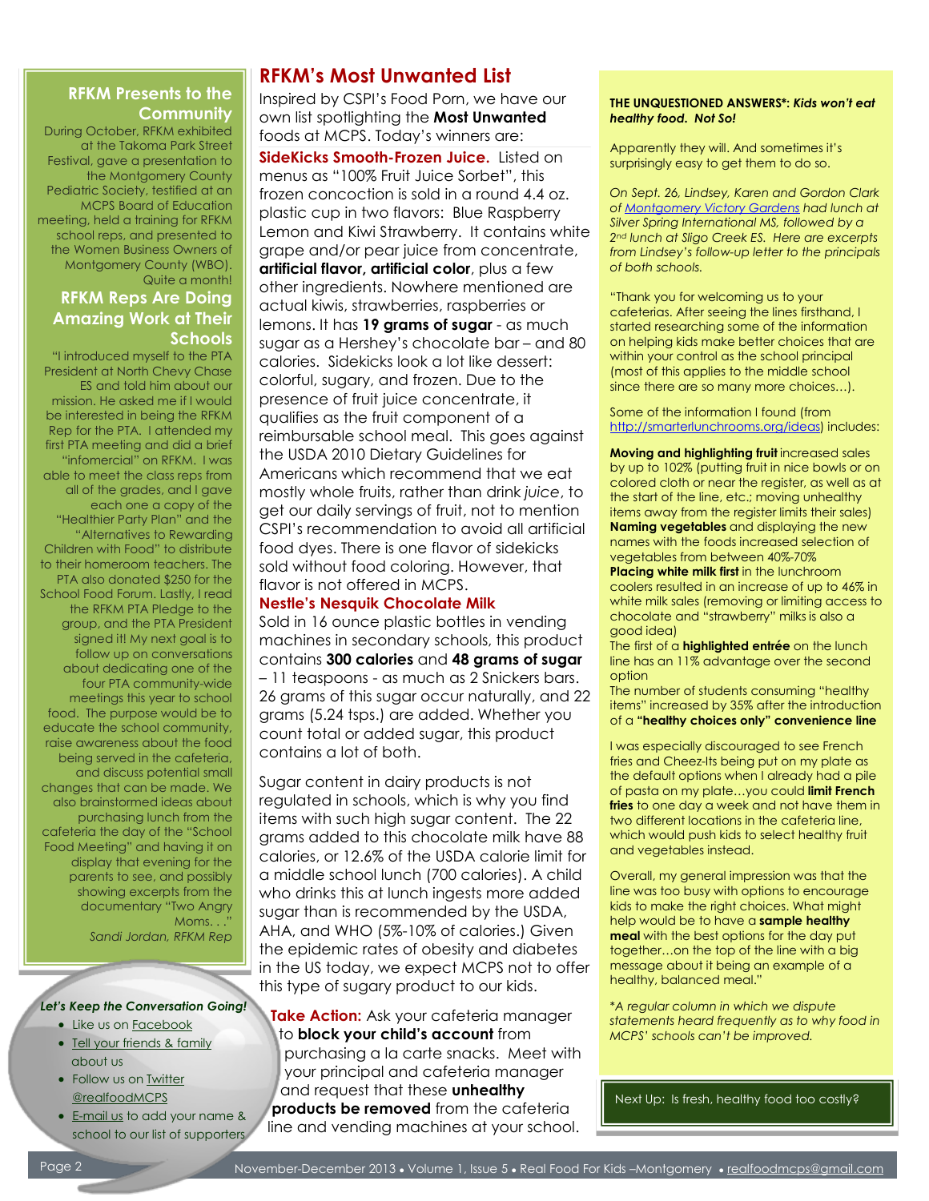## RFKM Presents to the Community

During October, RFKM exhibited at the Takoma Park Street Festival, gave a presentation to the Montgomery County Pediatric Society, testified at an MCPS Board of Education meeting, held a training for RFKM school reps, and presented to the Women Business Owners of Montgomery County (WBO). Quite a month!

## RFKM Reps Are Doing Amazing Work at Their Schools

"I introduced myself to the PTA President at North Chevy Chase ES and told him about our mission. He asked me if I would be interested in being the RFKM Rep for the PTA. I attended my first PTA meeting and did a brief "infomercial" on RFKM. I was able to meet the class reps from all of the grades, and I gave each one a copy of the "Healthier Party Plan" and the "Alternatives to Rewarding Children with Food" to distribute to their homeroom teachers. The PTA also donated $250 for the School Food Forum. Lastly, I read the RFKM PTA Pledge to the group, and the PTA President signed it! My next goal is to follow up on conversations about dedicating one of the four PTA community-wide meetings this year to school food. The purpose would be to educate the school community, raise awareness about the food being served in the cafeteria, and discuss potential small changes that can be made. We also brainstormed ideas about purchasing lunch from the cafeteria the day of the "School Food Meeting" and having it on display that evening for the parents to see, and possibly showing excerpts from the documentary "Two Angry Moms. . ."

*Sandi Jordan, RFKM Rep*

***Let's Keep the Conversation Going!***

- Like us on Facebook
- Tell your friends & family about us
- Follow us on Twitter @realfoodMCPS
- E-mail us to add your name & school to our list of supporters

## RFKM's Most Unwanted List

Inspired by CSPI's Food Porn, we have our own list spotlighting the **Most Unwanted** foods at MCPS. Today's winners are:

**SideKicks Smooth-Frozen Juice.** Listed on menus as "100% Fruit Juice Sorbet", this frozen concoction is sold in a round 4.4 oz. plastic cup in two flavors: Blue Raspberry Lemon and Kiwi Strawberry. It contains white grape and/or pear juice from concentrate, **artificial flavor, artificial color**, plus a few other ingredients. Nowhere mentioned are actual kiwis, strawberries, raspberries or lemons. It has **19 grams of sugar** - as much sugar as a Hershey's chocolate bar – and 80 calories. Sidekicks look a lot like dessert: colorful, sugary, and frozen. Due to the presence of fruit juice concentrate, it qualifies as the fruit component of a reimbursable school meal. This goes against the USDA 2010 Dietary Guidelines for Americans which recommend that we eat mostly whole fruits, rather than drink *juice*, to get our daily servings of fruit, not to mention CSPI's recommendation to avoid all artificial food dyes. There is one flavor of sidekicks sold without food coloring. However, that flavor is not offered in MCPS.

**Nestle's Nesquik Chocolate Milk**

Sold in 16 ounce plastic bottles in vending machines in secondary schools, this product contains **300 calories** and **48 grams of sugar** – 11 teaspoons - as much as 2 Snickers bars. 26 grams of this sugar occur naturally, and 22 grams (5.24 tsps.) are added. Whether you count total or added sugar, this product contains a lot of both.

Sugar content in dairy products is not regulated in schools, which is why you find items with such high sugar content. The 22 grams added to this chocolate milk have 88 calories, or 12.6% of the USDA calorie limit for a middle school lunch (700 calories). A child who drinks this at lunch ingests more added sugar than is recommended by the USDA, AHA, and WHO (5%-10% of calories.) Given the epidemic rates of obesity and diabetes in the US today, we expect MCPS not to offer this type of sugary product to our kids.

**Take Action:** Ask your cafeteria manager to **block your child's account** from purchasing a la carte snacks. Meet with your principal and cafeteria manager and request that these **unhealthy products be removed** from the cafeteria line and vending machines at your school.

**THE UNQUESTIONED ANSWERS\*: *Kids won't eat healthy food. Not So!***

Apparently they will. And sometimes it's surprisingly easy to get them to do so.

*On Sept. 26, Lindsey, Karen and Gordon Clark of Montgomery Victory Gardens had lunch at Silver Spring International MS, followed by a 2nd lunch at Sligo Creek ES. Here are excerpts from Lindsey's follow-up letter to the principals of both schools.*

"Thank you for welcoming us to your cafeterias. After seeing the lines firsthand, I started researching some of the information on helping kids make better choices that are within your control as the school principal (most of this applies to the middle school since there are so many more choices…).

Some of the information I found (from http://smarterlunchrooms.org/ideas) includes:

**Moving and highlighting fruit** increased sales by up to 102% (putting fruit in nice bowls or on colored cloth or near the register, as well as at the start of the line, etc.; moving unhealthy items away from the register limits their sales)
**Naming vegetables** and displaying the new names with the foods increased selection of vegetables from between 40%-70%
**Placing white milk first** in the lunchroom coolers resulted in an increase of up to 46% in white milk sales (removing or limiting access to chocolate and "strawberry" milks is also a good idea)
The first of a **highlighted entrée** on the lunch line has an 11% advantage over the second option
The number of students consuming "healthy items" increased by 35% after the introduction of a **"healthy choices only" convenience line**

I was especially discouraged to see French fries and Cheez-Its being put on my plate as the default options when I already had a pile of pasta on my plate…you could **limit French fries** to one day a week and not have them in two different locations in the cafeteria line, which would push kids to select healthy fruit and vegetables instead.

Overall, my general impression was that the line was too busy with options to encourage kids to make the right choices. What might help would be to have a **sample healthy meal** with the best options for the day put together…on the top of the line with a big message about it being an example of a healthy, balanced meal."

*\*A regular column in which we dispute statements heard frequently as to why food in MCPS' schools can't be improved.*

Next Up: Is fresh, healthy food too costly?